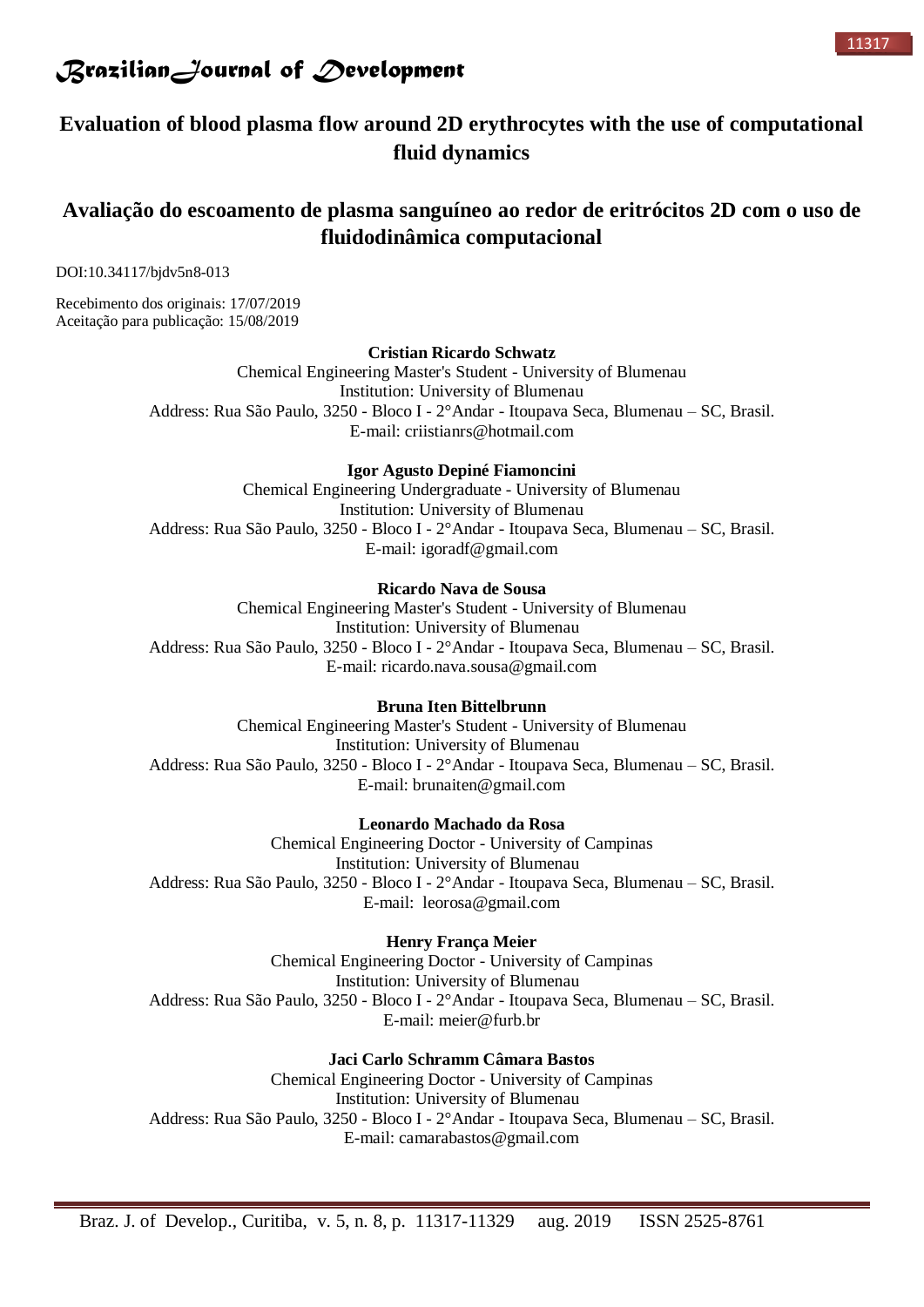# Evaluation of blood plasma flow around 2D erythrocytes with the use of computational fluid dynamics

# Avaliação do escoamento de plasma sanguíneo ao redor de eritrócitos 2D com o uso de fluidodinâmica computacional

DOI:10.34117/bjdv5n8-013

Recebimento dos originais: 17/07/2019
Aceitação para publicação: 15/08/2019

**Cristian Ricardo Schwatz**
Chemical Engineering Master's Student - University of Blumenau
Institution: University of Blumenau
Address: Rua São Paulo, 3250 - Bloco I - 2°Andar - Itoupava Seca, Blumenau – SC, Brasil.
E-mail: criistianrs@hotmail.com

**Igor Agusto Depiné Fiamoncini**
Chemical Engineering Undergraduate - University of Blumenau
Institution: University of Blumenau
Address: Rua São Paulo, 3250 - Bloco I - 2°Andar - Itoupava Seca, Blumenau – SC, Brasil.
E-mail: igoradf@gmail.com

**Ricardo Nava de Sousa**
Chemical Engineering Master's Student - University of Blumenau
Institution: University of Blumenau
Address: Rua São Paulo, 3250 - Bloco I - 2°Andar - Itoupava Seca, Blumenau – SC, Brasil.
E-mail: ricardo.nava.sousa@gmail.com

**Bruna Iten Bittelbrunn**
Chemical Engineering Master's Student - University of Blumenau
Institution: University of Blumenau
Address: Rua São Paulo, 3250 - Bloco I - 2°Andar - Itoupava Seca, Blumenau – SC, Brasil.
E-mail: brunaiten@gmail.com

**Leonardo Machado da Rosa**
Chemical Engineering Doctor - University of Campinas
Institution: University of Blumenau
Address: Rua São Paulo, 3250 - Bloco I - 2°Andar - Itoupava Seca, Blumenau – SC, Brasil.
E-mail: leorosa@gmail.com

**Henry França Meier**
Chemical Engineering Doctor - University of Campinas
Institution: University of Blumenau
Address: Rua São Paulo, 3250 - Bloco I - 2°Andar - Itoupava Seca, Blumenau – SC, Brasil.
E-mail: meier@furb.br

**Jaci Carlo Schramm Câmara Bastos**
Chemical Engineering Doctor - University of Campinas
Institution: University of Blumenau
Address: Rua São Paulo, 3250 - Bloco I - 2°Andar - Itoupava Seca, Blumenau – SC, Brasil.
E-mail: camarabastos@gmail.com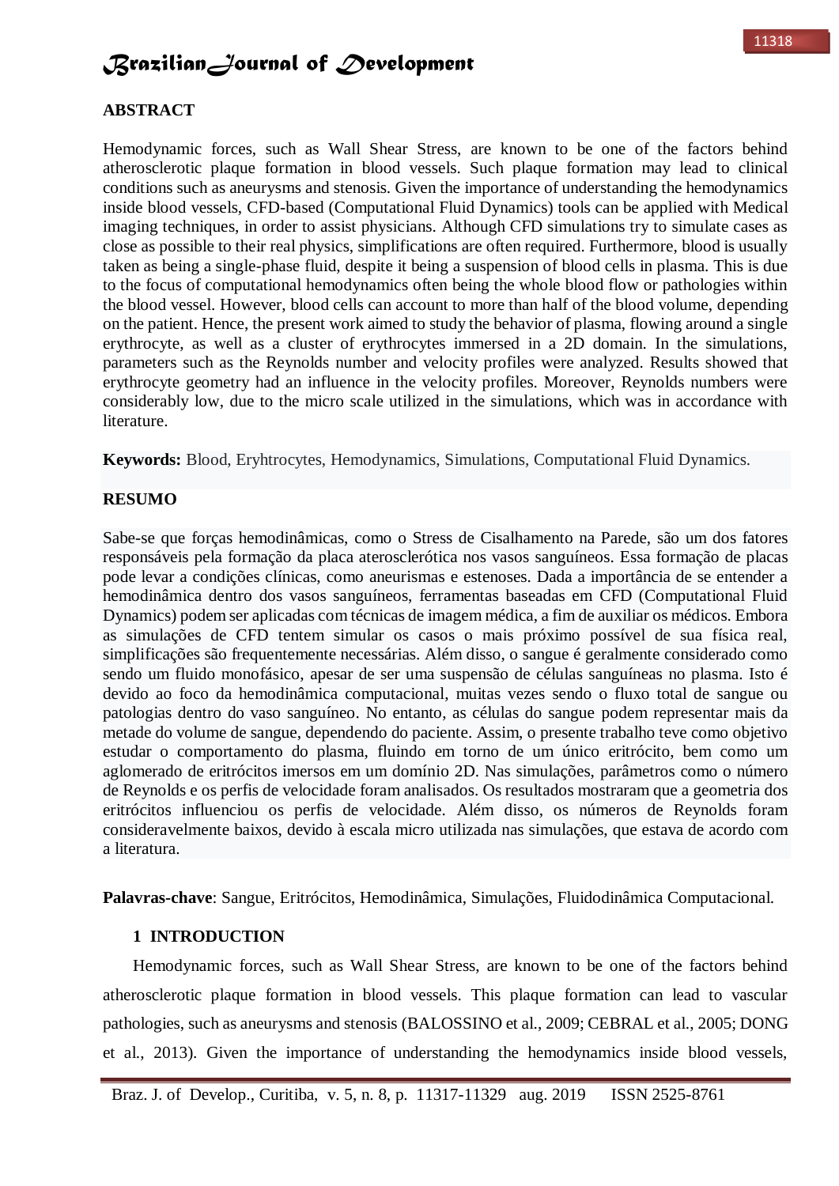## ABSTRACT

Hemodynamic forces, such as Wall Shear Stress, are known to be one of the factors behind atherosclerotic plaque formation in blood vessels. Such plaque formation may lead to clinical conditions such as aneurysms and stenosis. Given the importance of understanding the hemodynamics inside blood vessels, CFD-based (Computational Fluid Dynamics) tools can be applied with Medical imaging techniques, in order to assist physicians. Although CFD simulations try to simulate cases as close as possible to their real physics, simplifications are often required. Furthermore, blood is usually taken as being a single-phase fluid, despite it being a suspension of blood cells in plasma. This is due to the focus of computational hemodynamics often being the whole blood flow or pathologies within the blood vessel. However, blood cells can account to more than half of the blood volume, depending on the patient. Hence, the present work aimed to study the behavior of plasma, flowing around a single erythrocyte, as well as a cluster of erythrocytes immersed in a 2D domain. In the simulations, parameters such as the Reynolds number and velocity profiles were analyzed. Results showed that erythrocyte geometry had an influence in the velocity profiles. Moreover, Reynolds numbers were considerably low, due to the micro scale utilized in the simulations, which was in accordance with literature.

**Keywords:** Blood, Eryhtrocytes, Hemodynamics, Simulations, Computational Fluid Dynamics.

## RESUMO

Sabe-se que forças hemodinâmicas, como o Stress de Cisalhamento na Parede, são um dos fatores responsáveis pela formação da placa aterosclerótica nos vasos sanguíneos. Essa formação de placas pode levar a condições clínicas, como aneurismas e estenoses. Dada a importância de se entender a hemodinâmica dentro dos vasos sanguíneos, ferramentas baseadas em CFD (Computational Fluid Dynamics) podem ser aplicadas com técnicas de imagem médica, a fim de auxiliar os médicos. Embora as simulações de CFD tentem simular os casos o mais próximo possível de sua física real, simplificações são frequentemente necessárias. Além disso, o sangue é geralmente considerado como sendo um fluido monofásico, apesar de ser uma suspensão de células sanguíneas no plasma. Isto é devido ao foco da hemodinâmica computacional, muitas vezes sendo o fluxo total de sangue ou patologias dentro do vaso sanguíneo. No entanto, as células do sangue podem representar mais da metade do volume de sangue, dependendo do paciente. Assim, o presente trabalho teve como objetivo estudar o comportamento do plasma, fluindo em torno de um único eritrócito, bem como um aglomerado de eritrócitos imersos em um domínio 2D. Nas simulações, parâmetros como o número de Reynolds e os perfis de velocidade foram analisados. Os resultados mostraram que a geometria dos eritrócitos influenciou os perfis de velocidade. Além disso, os números de Reynolds foram consideravelmente baixos, devido à escala micro utilizada nas simulações, que estava de acordo com a literatura.

**Palavras-chave**: Sangue, Eritrócitos, Hemodinâmica, Simulações, Fluidodinâmica Computacional.

## 1 INTRODUCTION

Hemodynamic forces, such as Wall Shear Stress, are known to be one of the factors behind atherosclerotic plaque formation in blood vessels. This plaque formation can lead to vascular pathologies, such as aneurysms and stenosis (BALOSSINO et al., 2009; CEBRAL et al., 2005; DONG et al., 2013). Given the importance of understanding the hemodynamics inside blood vessels,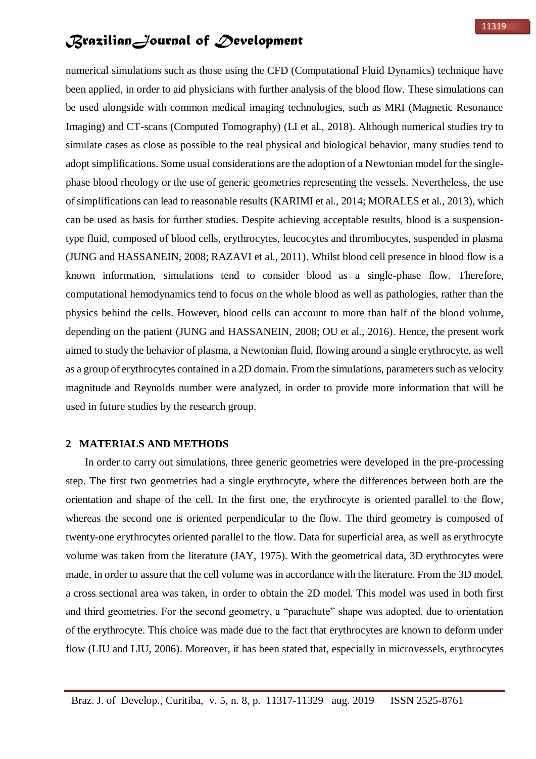numerical simulations such as those using the CFD (Computational Fluid Dynamics) technique have been applied, in order to aid physicians with further analysis of the blood flow. These simulations can be used alongside with common medical imaging technologies, such as MRI (Magnetic Resonance Imaging) and CT-scans (Computed Tomography) (LI et al., 2018). Although numerical studies try to simulate cases as close as possible to the real physical and biological behavior, many studies tend to adopt simplifications. Some usual considerations are the adoption of a Newtonian model for the single-phase blood rheology or the use of generic geometries representing the vessels. Nevertheless, the use of simplifications can lead to reasonable results (KARIMI et al., 2014; MORALES et al., 2013), which can be used as basis for further studies. Despite achieving acceptable results, blood is a suspension-type fluid, composed of blood cells, erythrocytes, leucocytes and thrombocytes, suspended in plasma (JUNG and HASSANEIN, 2008; RAZAVI et al., 2011). Whilst blood cell presence in blood flow is a known information, simulations tend to consider blood as a single-phase flow. Therefore, computational hemodynamics tend to focus on the whole blood as well as pathologies, rather than the physics behind the cells. However, blood cells can account to more than half of the blood volume, depending on the patient (JUNG and HASSANEIN, 2008; OU et al., 2016). Hence, the present work aimed to study the behavior of plasma, a Newtonian fluid, flowing around a single erythrocyte, as well as a group of erythrocytes contained in a 2D domain. From the simulations, parameters such as velocity magnitude and Reynolds number were analyzed, in order to provide more information that will be used in future studies by the research group.

## 2 MATERIALS AND METHODS

In order to carry out simulations, three generic geometries were developed in the pre-processing step. The first two geometries had a single erythrocyte, where the differences between both are the orientation and shape of the cell. In the first one, the erythrocyte is oriented parallel to the flow, whereas the second one is oriented perpendicular to the flow. The third geometry is composed of twenty-one erythrocytes oriented parallel to the flow. Data for superficial area, as well as erythrocyte volume was taken from the literature (JAY, 1975). With the geometrical data, 3D erythrocytes were made, in order to assure that the cell volume was in accordance with the literature. From the 3D model, a cross sectional area was taken, in order to obtain the 2D model. This model was used in both first and third geometries. For the second geometry, a "parachute" shape was adopted, due to orientation of the erythrocyte. This choice was made due to the fact that erythrocytes are known to deform under flow (LIU and LIU, 2006). Moreover, it has been stated that, especially in microvessels, erythrocytes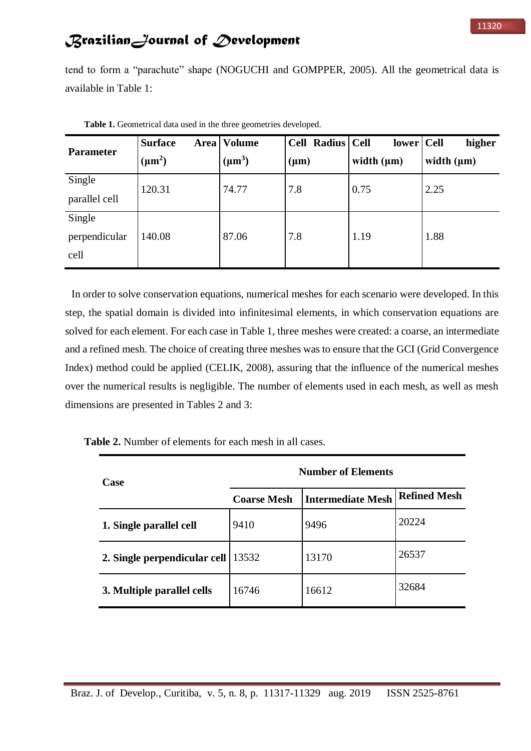tend to form a "parachute" shape (NOGUCHI and GOMPPER, 2005). All the geometrical data is available in Table 1:

**Table 1.** Geometrical data used in the three geometries developed.

| Parameter | Surface Area ($\mu m^2$) | Volume ($\mu m^3$) | Cell Radius ($\mu m$) | Cell lower width ($\mu m$) | Cell higher width ($\mu m$) |
|---|---|---|---|---|---|
| Single parallel cell | 120.31 | 74.77 | 7.8 | 0.75 | 2.25 |
| Single perpendicular cell | 140.08 | 87.06 | 7.8 | 1.19 | 1.88 |

In order to solve conservation equations, numerical meshes for each scenario were developed. In this step, the spatial domain is divided into infinitesimal elements, in which conservation equations are solved for each element. For each case in Table 1, three meshes were created: a coarse, an intermediate and a refined mesh. The choice of creating three meshes was to ensure that the GCI (Grid Convergence Index) method could be applied (CELIK, 2008), assuring that the influence of the numerical meshes over the numerical results is negligible. The number of elements used in each mesh, as well as mesh dimensions are presented in Tables 2 and 3:

**Table 2.** Number of elements for each mesh in all cases.

| Case | Number of Elements | | |
|---|---|---|---|
| | **Coarse Mesh** | **Intermediate Mesh** | **Refined Mesh** |
| **1. Single parallel cell** | 9410 | 9496 | 20224 |
| **2. Single perpendicular cell** | 13532 | 13170 | 26537 |
| **3. Multiple parallel cells** | 16746 | 16612 | 32684 |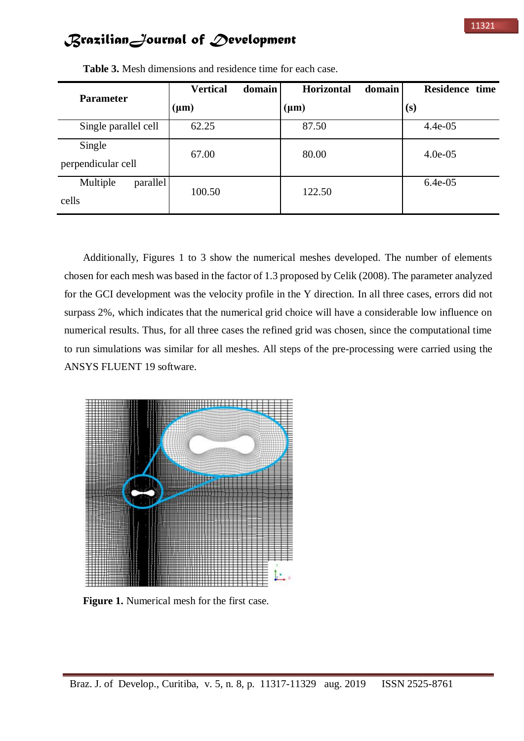**Table 3.** Mesh dimensions and residence time for each case.

| Parameter | Vertical domain (μm) | Horizontal domain (μm) | Residence time (s) |
|---|---|---|---|
| Single parallel cell | 62.25 | 87.50 | 4.4e-05 |
| Single perpendicular cell | 67.00 | 80.00 | 4.0e-05 |
| Multiple parallel cells | 100.50 | 122.50 | 6.4e-05 |

Additionally, Figures 1 to 3 show the numerical meshes developed. The number of elements chosen for each mesh was based in the factor of 1.3 proposed by Celik (2008). The parameter analyzed for the GCI development was the velocity profile in the Y direction. In all three cases, errors did not surpass 2%, which indicates that the numerical grid choice will have a considerable low influence on numerical results. Thus, for all three cases the refined grid was chosen, since the computational time to run simulations was similar for all meshes. All steps of the pre-processing were carried using the ANSYS FLUENT 19 software.

**Figure 1.** Numerical mesh for the first case.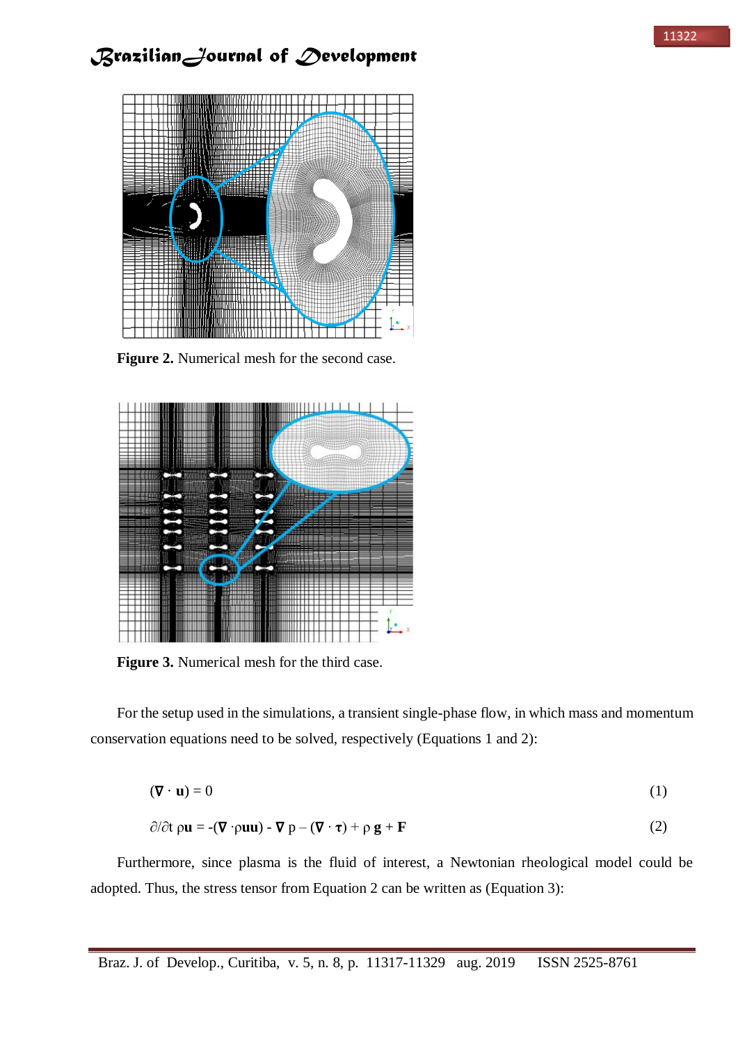**Figure 2.** Numerical mesh for the second case.

**Figure 3.** Numerical mesh for the third case.

For the setup used in the simulations, a transient single-phase flow, in which mass and momentum conservation equations need to be solved, respectively (Equations 1 and 2):

$$(\nabla \cdot \mathbf{u}) = 0 \tag{1}$$

$$\partial/\partial t\ \rho\mathbf{u} = -(\nabla \cdot \rho\mathbf{u}\mathbf{u}) - \nabla p - (\nabla \cdot \boldsymbol{\tau}) + \rho\,\mathbf{g} + \mathbf{F} \tag{2}$$

Furthermore, since plasma is the fluid of interest, a Newtonian rheological model could be adopted. Thus, the stress tensor from Equation 2 can be written as (Equation 3):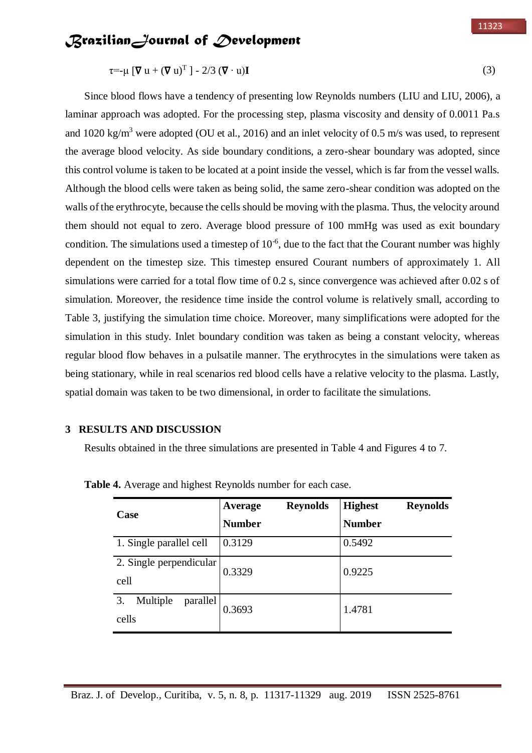$$\tau = -\mu \left[ \nabla u + (\nabla u)^T \right] - 2/3 \, (\nabla \cdot u)\mathbf{I} \tag{3}$$

Since blood flows have a tendency of presenting low Reynolds numbers (LIU and LIU, 2006), a laminar approach was adopted. For the processing step, plasma viscosity and density of 0.0011 Pa.s and 1020 kg/m$^3$ were adopted (OU et al., 2016) and an inlet velocity of 0.5 m/s was used, to represent the average blood velocity. As side boundary conditions, a zero-shear boundary was adopted, since this control volume is taken to be located at a point inside the vessel, which is far from the vessel walls. Although the blood cells were taken as being solid, the same zero-shear condition was adopted on the walls of the erythrocyte, because the cells should be moving with the plasma. Thus, the velocity around them should not equal to zero. Average blood pressure of 100 mmHg was used as exit boundary condition. The simulations used a timestep of $10^{-6}$, due to the fact that the Courant number was highly dependent on the timestep size. This timestep ensured Courant numbers of approximately 1. All simulations were carried for a total flow time of 0.2 s, since convergence was achieved after 0.02 s of simulation. Moreover, the residence time inside the control volume is relatively small, according to Table 3, justifying the simulation time choice. Moreover, many simplifications were adopted for the simulation in this study. Inlet boundary condition was taken as being a constant velocity, whereas regular blood flow behaves in a pulsatile manner. The erythrocytes in the simulations were taken as being stationary, while in real scenarios red blood cells have a relative velocity to the plasma. Lastly, spatial domain was taken to be two dimensional, in order to facilitate the simulations.

## 3 RESULTS AND DISCUSSION

Results obtained in the three simulations are presented in Table 4 and Figures 4 to 7.

**Table 4.** Average and highest Reynolds number for each case.

| Case | Average Reynolds Number | Highest Reynolds Number |
|---|---|---|
| 1. Single parallel cell | 0.3129 | 0.5492 |
| 2. Single perpendicular cell | 0.3329 | 0.9225 |
| 3. Multiple parallel cells | 0.3693 | 1.4781 |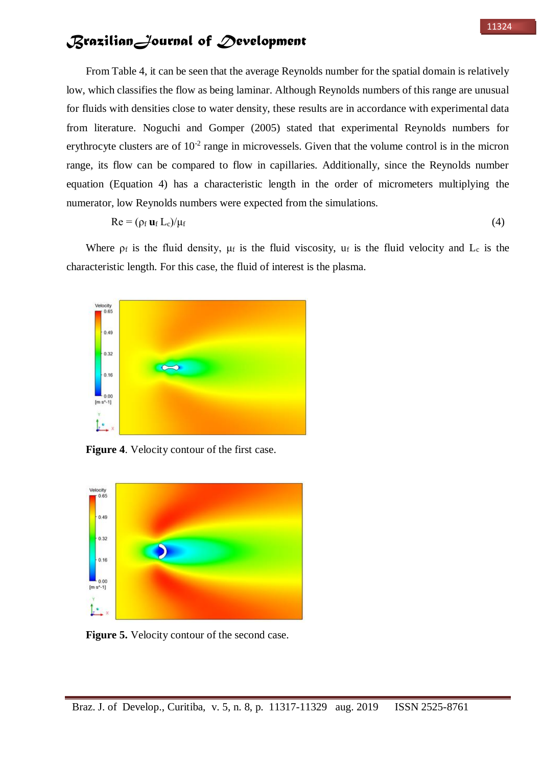From Table 4, it can be seen that the average Reynolds number for the spatial domain is relatively low, which classifies the flow as being laminar. Although Reynolds numbers of this range are unusual for fluids with densities close to water density, these results are in accordance with experimental data from literature. Noguchi and Gomper (2005) stated that experimental Reynolds numbers for erythrocyte clusters are of $10^{-2}$ range in microvessels. Given that the volume control is in the micron range, its flow can be compared to flow in capillaries. Additionally, since the Reynolds number equation (Equation 4) has a characteristic length in the order of micrometers multiplying the numerator, low Reynolds numbers were expected from the simulations.

$$Re = (\rho_f \mathbf{u}_f L_c)/\mu_f \tag{4}$$

Where $\rho_f$ is the fluid density, $\mu_f$ is the fluid viscosity, $u_f$ is the fluid velocity and $L_c$ is the characteristic length. For this case, the fluid of interest is the plasma.

**Figure 4**. Velocity contour of the first case.

**Figure 5.** Velocity contour of the second case.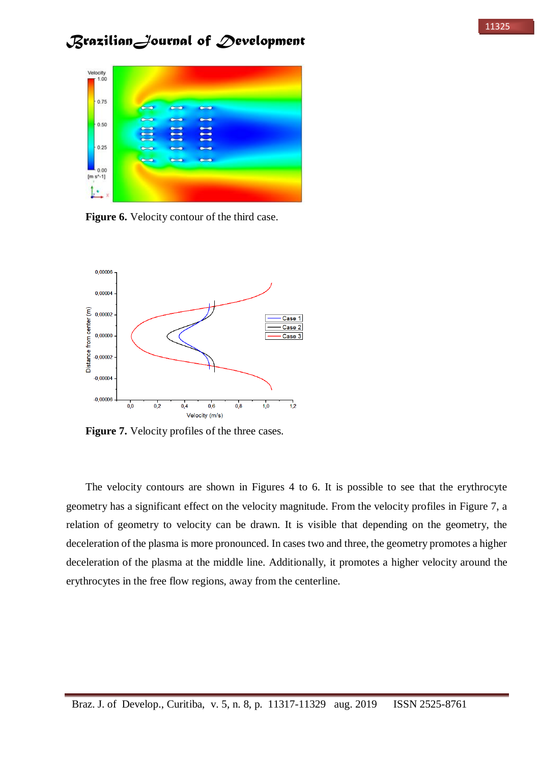**Figure 6.** Velocity contour of the third case.

**Figure 7.** Velocity profiles of the three cases.

The velocity contours are shown in Figures 4 to 6. It is possible to see that the erythrocyte geometry has a significant effect on the velocity magnitude. From the velocity profiles in Figure 7, a relation of geometry to velocity can be drawn. It is visible that depending on the geometry, the deceleration of the plasma is more pronounced. In cases two and three, the geometry promotes a higher deceleration of the plasma at the middle line. Additionally, it promotes a higher velocity around the erythrocytes in the free flow regions, away from the centerline.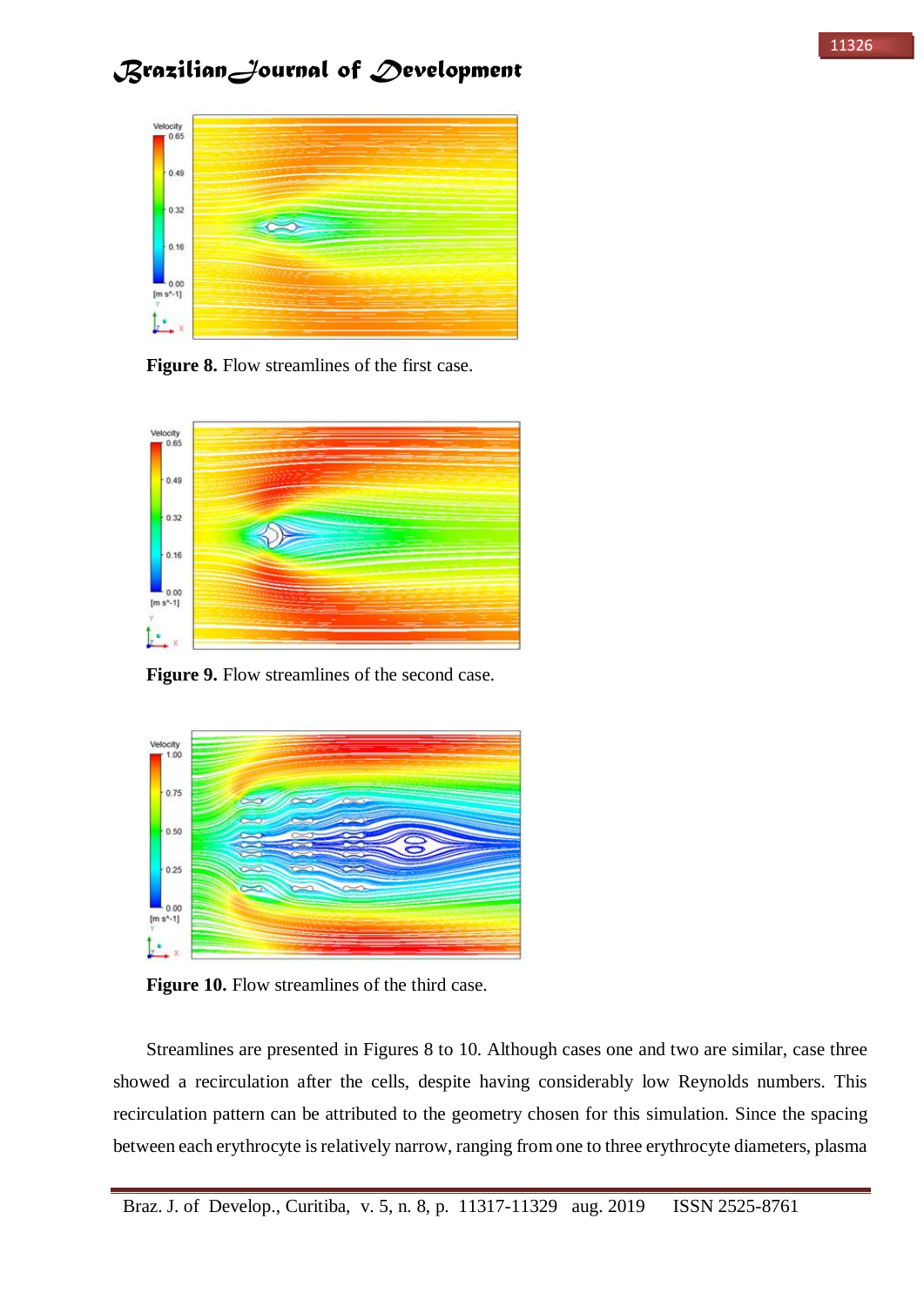**Figure 8.** Flow streamlines of the first case.

**Figure 9.** Flow streamlines of the second case.

**Figure 10.** Flow streamlines of the third case.

Streamlines are presented in Figures 8 to 10. Although cases one and two are similar, case three showed a recirculation after the cells, despite having considerably low Reynolds numbers. This recirculation pattern can be attributed to the geometry chosen for this simulation. Since the spacing between each erythrocyte is relatively narrow, ranging from one to three erythrocyte diameters, plasma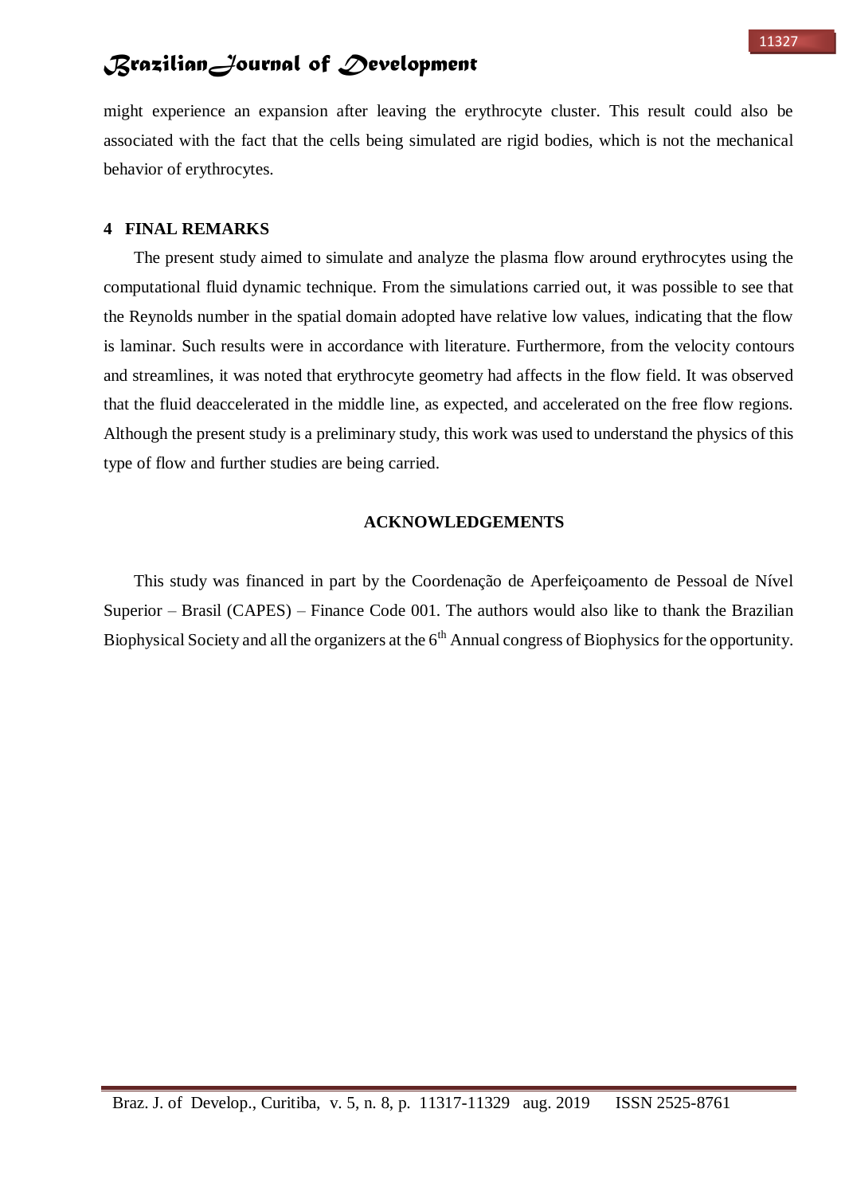might experience an expansion after leaving the erythrocyte cluster. This result could also be associated with the fact that the cells being simulated are rigid bodies, which is not the mechanical behavior of erythrocytes.

## 4 FINAL REMARKS

The present study aimed to simulate and analyze the plasma flow around erythrocytes using the computational fluid dynamic technique. From the simulations carried out, it was possible to see that the Reynolds number in the spatial domain adopted have relative low values, indicating that the flow is laminar. Such results were in accordance with literature. Furthermore, from the velocity contours and streamlines, it was noted that erythrocyte geometry had affects in the flow field. It was observed that the fluid deaccelerated in the middle line, as expected, and accelerated on the free flow regions. Although the present study is a preliminary study, this work was used to understand the physics of this type of flow and further studies are being carried.

## ACKNOWLEDGEMENTS

This study was financed in part by the Coordenação de Aperfeiçoamento de Pessoal de Nível Superior – Brasil (CAPES) – Finance Code 001. The authors would also like to thank the Brazilian Biophysical Society and all the organizers at the 6th Annual congress of Biophysics for the opportunity.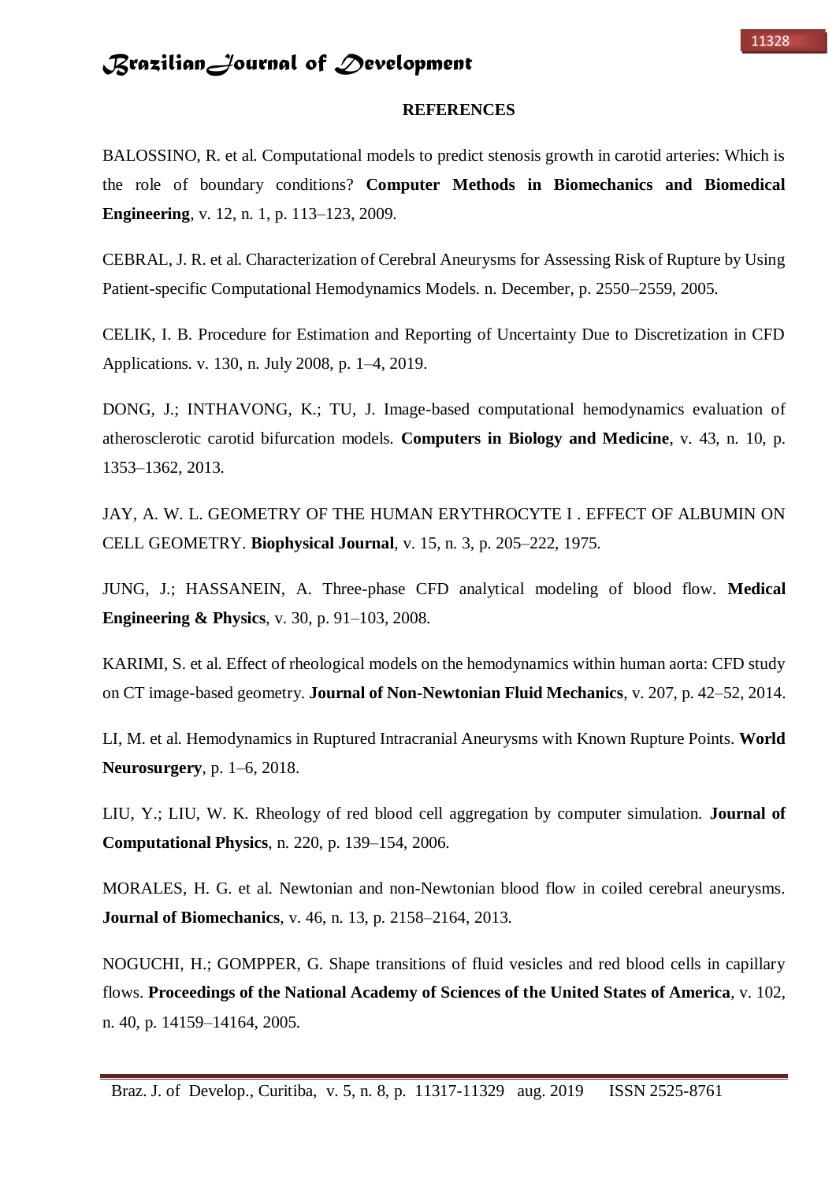**REFERENCES**

BALOSSINO, R. et al. Computational models to predict stenosis growth in carotid arteries: Which is the role of boundary conditions? **Computer Methods in Biomechanics and Biomedical Engineering**, v. 12, n. 1, p. 113–123, 2009.

CEBRAL, J. R. et al. Characterization of Cerebral Aneurysms for Assessing Risk of Rupture by Using Patient-specific Computational Hemodynamics Models. n. December, p. 2550–2559, 2005.

CELIK, I. B. Procedure for Estimation and Reporting of Uncertainty Due to Discretization in CFD Applications. v. 130, n. July 2008, p. 1–4, 2019.

DONG, J.; INTHAVONG, K.; TU, J. Image-based computational hemodynamics evaluation of atherosclerotic carotid bifurcation models. **Computers in Biology and Medicine**, v. 43, n. 10, p. 1353–1362, 2013.

JAY, A. W. L. GEOMETRY OF THE HUMAN ERYTHROCYTE I . EFFECT OF ALBUMIN ON CELL GEOMETRY. **Biophysical Journal**, v. 15, n. 3, p. 205–222, 1975.

JUNG, J.; HASSANEIN, A. Three-phase CFD analytical modeling of blood flow. **Medical Engineering & Physics**, v. 30, p. 91–103, 2008.

KARIMI, S. et al. Effect of rheological models on the hemodynamics within human aorta: CFD study on CT image-based geometry. **Journal of Non-Newtonian Fluid Mechanics**, v. 207, p. 42–52, 2014.

LI, M. et al. Hemodynamics in Ruptured Intracranial Aneurysms with Known Rupture Points. **World Neurosurgery**, p. 1–6, 2018.

LIU, Y.; LIU, W. K. Rheology of red blood cell aggregation by computer simulation. **Journal of Computational Physics**, n. 220, p. 139–154, 2006.

MORALES, H. G. et al. Newtonian and non-Newtonian blood flow in coiled cerebral aneurysms. **Journal of Biomechanics**, v. 46, n. 13, p. 2158–2164, 2013.

NOGUCHI, H.; GOMPPER, G. Shape transitions of fluid vesicles and red blood cells in capillary flows. **Proceedings of the National Academy of Sciences of the United States of America**, v. 102, n. 40, p. 14159–14164, 2005.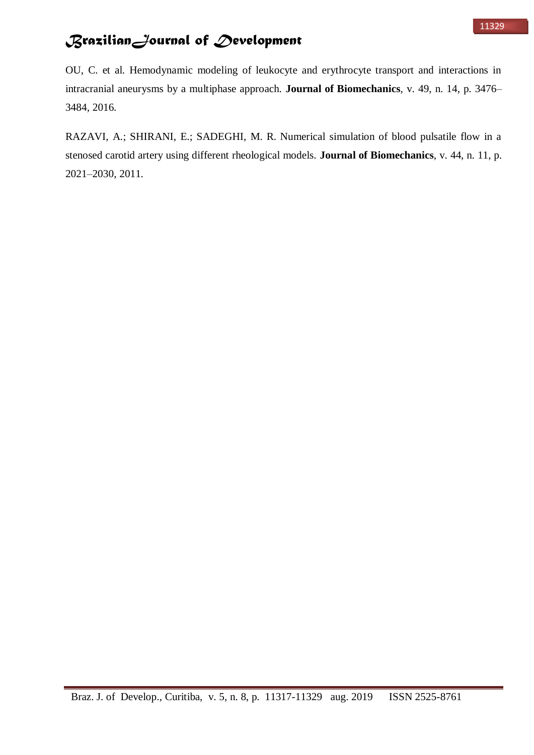OU, C. et al. Hemodynamic modeling of leukocyte and erythrocyte transport and interactions in intracranial aneurysms by a multiphase approach. **Journal of Biomechanics**, v. 49, n. 14, p. 3476–3484, 2016.

RAZAVI, A.; SHIRANI, E.; SADEGHI, M. R. Numerical simulation of blood pulsatile flow in a stenosed carotid artery using different rheological models. **Journal of Biomechanics**, v. 44, n. 11, p. 2021–2030, 2011.